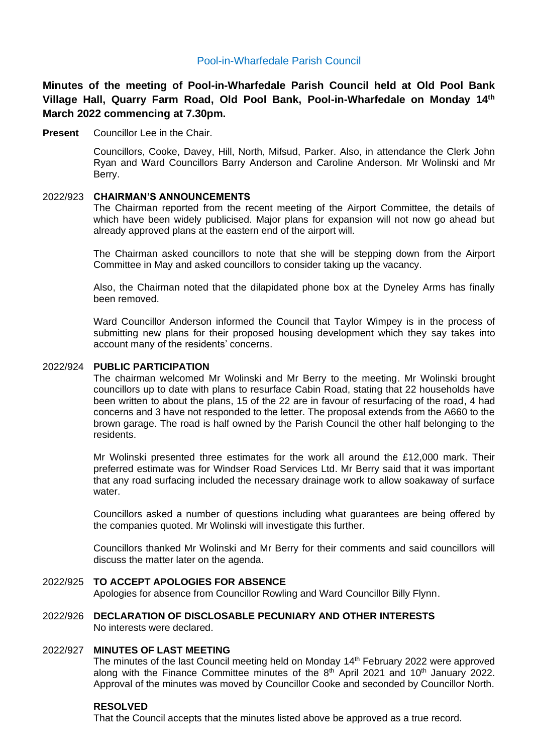Pool-in-Wharfedale Parish Council

**Minutes of the meeting of Pool-in-Wharfedale Parish Council held at Old Pool Bank Village Hall, Quarry Farm Road, Old Pool Bank, Pool-in-Wharfedale on Monday 14th March 2022 commencing at 7.30pm.**

**Present** Councillor Lee in the Chair.

Councillors, Cooke, Davey, Hill, North, Mifsud, Parker. Also, in attendance the Clerk John Ryan and Ward Councillors Barry Anderson and Caroline Anderson. Mr Wolinski and Mr Berry.

2022/923 **CHAIRMAN'S ANNOUNCEMENTS**

The Chairman reported from the recent meeting of the Airport Committee, the details of which have been widely publicised. Major plans for expansion will not now go ahead but already approved plans at the eastern end of the airport will.

The Chairman asked councillors to note that she will be stepping down from the Airport Committee in May and asked councillors to consider taking up the vacancy.

Also, the Chairman noted that the dilapidated phone box at the Dyneley Arms has finally been removed.

Ward Councillor Anderson informed the Council that Taylor Wimpey is in the process of submitting new plans for their proposed housing development which they say takes into account many of the residents' concerns.

2022/924 **PUBLIC PARTICIPATION**

The chairman welcomed Mr Wolinski and Mr Berry to the meeting. Mr Wolinski brought councillors up to date with plans to resurface Cabin Road, stating that 22 households have been written to about the plans, 15 of the 22 are in favour of resurfacing of the road, 4 had concerns and 3 have not responded to the letter. The proposal extends from the A660 to the brown garage. The road is half owned by the Parish Council the other half belonging to the residents.

Mr Wolinski presented three estimates for the work all around the £12,000 mark. Their preferred estimate was for Windser Road Services Ltd. Mr Berry said that it was important that any road surfacing included the necessary drainage work to allow soakaway of surface water.

Councillors asked a number of questions including what guarantees are being offered by the companies quoted. Mr Wolinski will investigate this further.

Councillors thanked Mr Wolinski and Mr Berry for their comments and said councillors will discuss the matter later on the agenda.

2022/925 **TO ACCEPT APOLOGIES FOR ABSENCE**

Apologies for absence from Councillor Rowling and Ward Councillor Billy Flynn.

2022/926 **DECLARATION OF DISCLOSABLE PECUNIARY AND OTHER INTERESTS**

No interests were declared.

2022/927 **MINUTES OF LAST MEETING**

The minutes of the last Council meeting held on Monday 14th February 2022 were approved along with the Finance Committee minutes of the 8th April 2021 and 10th January 2022. Approval of the minutes was moved by Councillor Cooke and seconded by Councillor North.

**RESOLVED**

That the Council accepts that the minutes listed above be approved as a true record.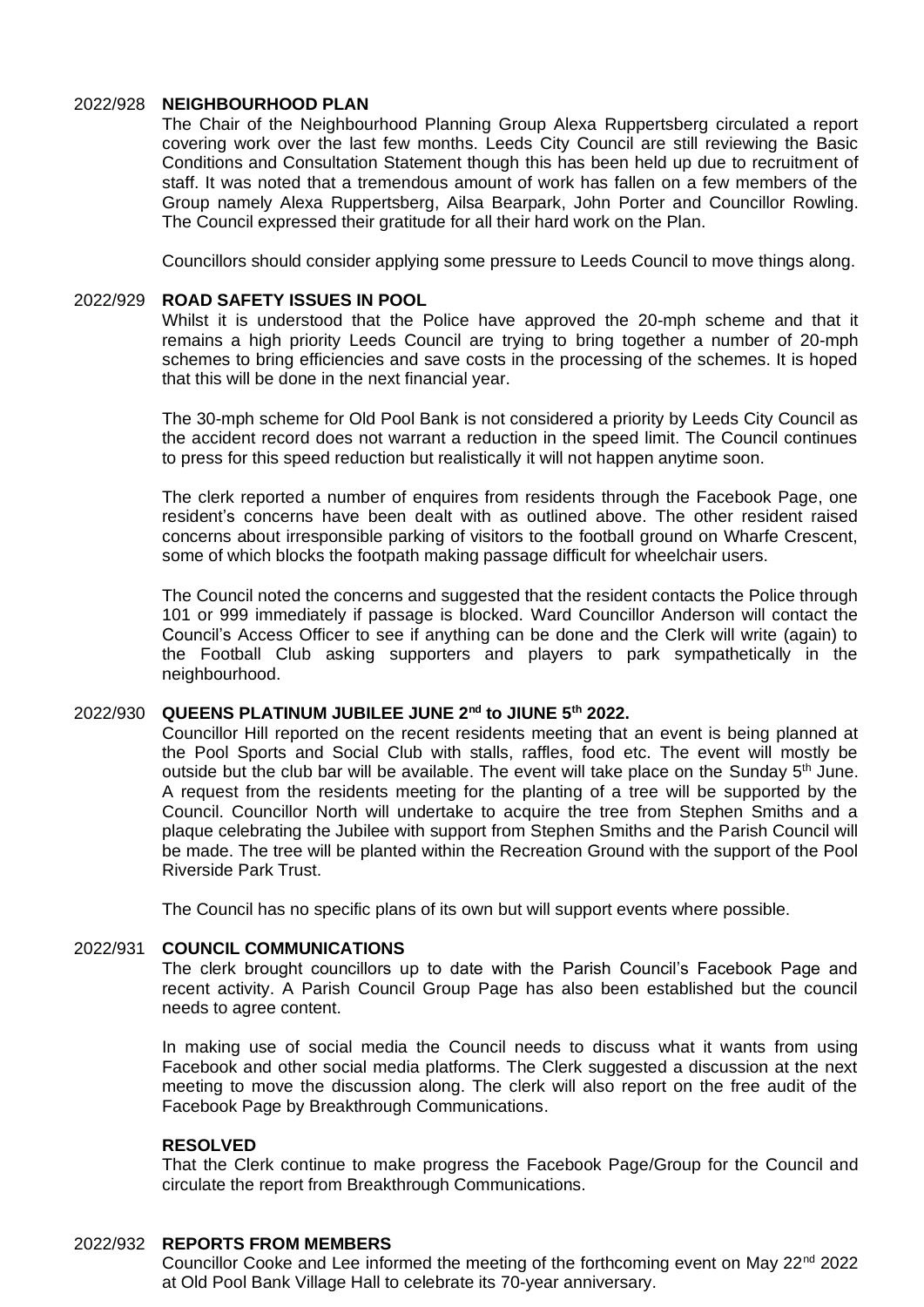## 2022/928 NEIGHBOURHOOD PLAN

The Chair of the Neighbourhood Planning Group Alexa Ruppertsberg circulated a report covering work over the last few months. Leeds City Council are still reviewing the Basic Conditions and Consultation Statement though this has been held up due to recruitment of staff. It was noted that a tremendous amount of work has fallen on a few members of the Group namely Alexa Ruppertsberg, Ailsa Bearpark, John Porter and Councillor Rowling. The Council expressed their gratitude for all their hard work on the Plan.

Councillors should consider applying some pressure to Leeds Council to move things along.

## 2022/929 ROAD SAFETY ISSUES IN POOL

Whilst it is understood that the Police have approved the 20-mph scheme and that it remains a high priority Leeds Council are trying to bring together a number of 20-mph schemes to bring efficiencies and save costs in the processing of the schemes. It is hoped that this will be done in the next financial year.

The 30-mph scheme for Old Pool Bank is not considered a priority by Leeds City Council as the accident record does not warrant a reduction in the speed limit. The Council continues to press for this speed reduction but realistically it will not happen anytime soon.

The clerk reported a number of enquires from residents through the Facebook Page, one resident's concerns have been dealt with as outlined above. The other resident raised concerns about irresponsible parking of visitors to the football ground on Wharfe Crescent, some of which blocks the footpath making passage difficult for wheelchair users.

The Council noted the concerns and suggested that the resident contacts the Police through 101 or 999 immediately if passage is blocked. Ward Councillor Anderson will contact the Council's Access Officer to see if anything can be done and the Clerk will write (again) to the Football Club asking supporters and players to park sympathetically in the neighbourhood.

## 2022/930 QUEENS PLATINUM JUBILEE JUNE 2nd to JIUNE 5th 2022.

Councillor Hill reported on the recent residents meeting that an event is being planned at the Pool Sports and Social Club with stalls, raffles, food etc. The event will mostly be outside but the club bar will be available. The event will take place on the Sunday 5th June. A request from the residents meeting for the planting of a tree will be supported by the Council. Councillor North will undertake to acquire the tree from Stephen Smiths and a plaque celebrating the Jubilee with support from Stephen Smiths and the Parish Council will be made. The tree will be planted within the Recreation Ground with the support of the Pool Riverside Park Trust.

The Council has no specific plans of its own but will support events where possible.

## 2022/931 COUNCIL COMMUNICATIONS

The clerk brought councillors up to date with the Parish Council's Facebook Page and recent activity. A Parish Council Group Page has also been established but the council needs to agree content.

In making use of social media the Council needs to discuss what it wants from using Facebook and other social media platforms. The Clerk suggested a discussion at the next meeting to move the discussion along. The clerk will also report on the free audit of the Facebook Page by Breakthrough Communications.

**RESOLVED**

That the Clerk continue to make progress the Facebook Page/Group for the Council and circulate the report from Breakthrough Communications.

## 2022/932 REPORTS FROM MEMBERS

Councillor Cooke and Lee informed the meeting of the forthcoming event on May 22nd 2022 at Old Pool Bank Village Hall to celebrate its 70-year anniversary.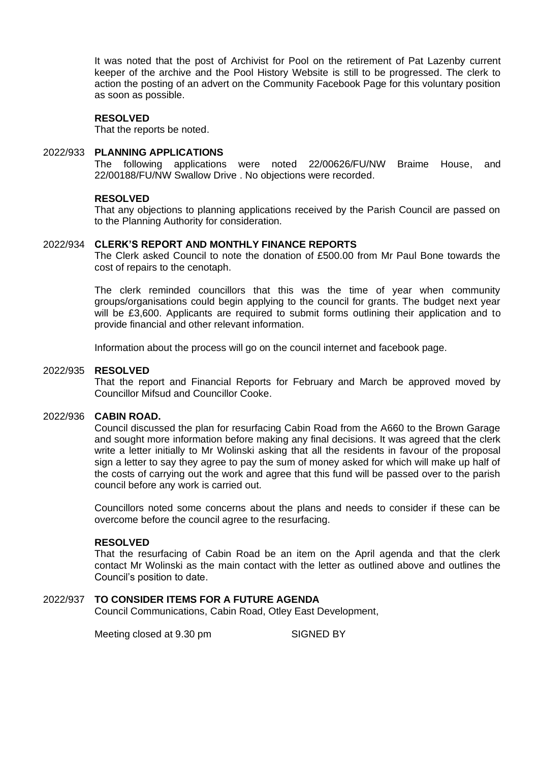It was noted that the post of Archivist for Pool on the retirement of Pat Lazenby current keeper of the archive and the Pool History Website is still to be progressed. The clerk to action the posting of an advert on the Community Facebook Page for this voluntary position as soon as possible.

**RESOLVED**
That the reports be noted.

2022/933 **PLANNING APPLICATIONS**
The following applications were noted 22/00626/FU/NW Braime House, and 22/00188/FU/NW Swallow Drive . No objections were recorded.

**RESOLVED**
That any objections to planning applications received by the Parish Council are passed on to the Planning Authority for consideration.

2022/934 **CLERK'S REPORT AND MONTHLY FINANCE REPORTS**
The Clerk asked Council to note the donation of £500.00 from Mr Paul Bone towards the cost of repairs to the cenotaph.

The clerk reminded councillors that this was the time of year when community groups/organisations could begin applying to the council for grants. The budget next year will be £3,600. Applicants are required to submit forms outlining their application and to provide financial and other relevant information.

Information about the process will go on the council internet and facebook page.

2022/935 **RESOLVED**
That the report and Financial Reports for February and March be approved moved by Councillor Mifsud and Councillor Cooke.

2022/936 **CABIN ROAD.**
Council discussed the plan for resurfacing Cabin Road from the A660 to the Brown Garage and sought more information before making any final decisions. It was agreed that the clerk write a letter initially to Mr Wolinski asking that all the residents in favour of the proposal sign a letter to say they agree to pay the sum of money asked for which will make up half of the costs of carrying out the work and agree that this fund will be passed over to the parish council before any work is carried out.

Councillors noted some concerns about the plans and needs to consider if these can be overcome before the council agree to the resurfacing.

**RESOLVED**
That the resurfacing of Cabin Road be an item on the April agenda and that the clerk contact Mr Wolinski as the main contact with the letter as outlined above and outlines the Council's position to date.

2022/937 **TO CONSIDER ITEMS FOR A FUTURE AGENDA**
Council Communications, Cabin Road, Otley East Development,

Meeting closed at 9.30 pm SIGNED BY